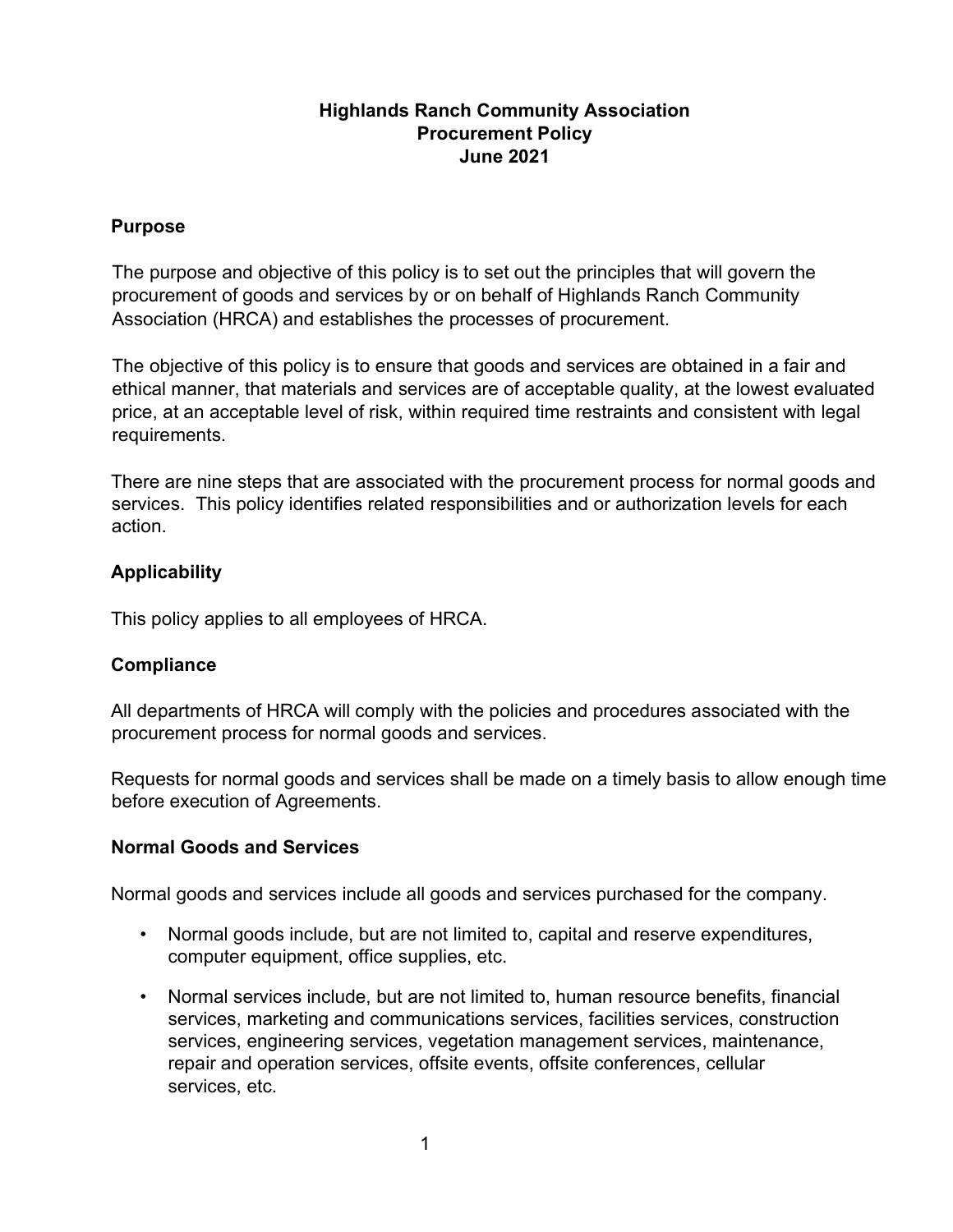# Highlands Ranch Community Association
# Procurement Policy
# June 2021

## Purpose

The purpose and objective of this policy is to set out the principles that will govern the procurement of goods and services by or on behalf of Highlands Ranch Community Association (HRCA) and establishes the processes of procurement.

The objective of this policy is to ensure that goods and services are obtained in a fair and ethical manner, that materials and services are of acceptable quality, at the lowest evaluated price, at an acceptable level of risk, within required time restraints and consistent with legal requirements.

There are nine steps that are associated with the procurement process for normal goods and services. This policy identifies related responsibilities and or authorization levels for each action.

## Applicability

This policy applies to all employees of HRCA.

## Compliance

All departments of HRCA will comply with the policies and procedures associated with the procurement process for normal goods and services.

Requests for normal goods and services shall be made on a timely basis to allow enough time before execution of Agreements.

## Normal Goods and Services

Normal goods and services include all goods and services purchased for the company.

- Normal goods include, but are not limited to, capital and reserve expenditures, computer equipment, office supplies, etc.
- Normal services include, but are not limited to, human resource benefits, financial services, marketing and communications services, facilities services, construction services, engineering services, vegetation management services, maintenance, repair and operation services, offsite events, offsite conferences, cellular services, etc.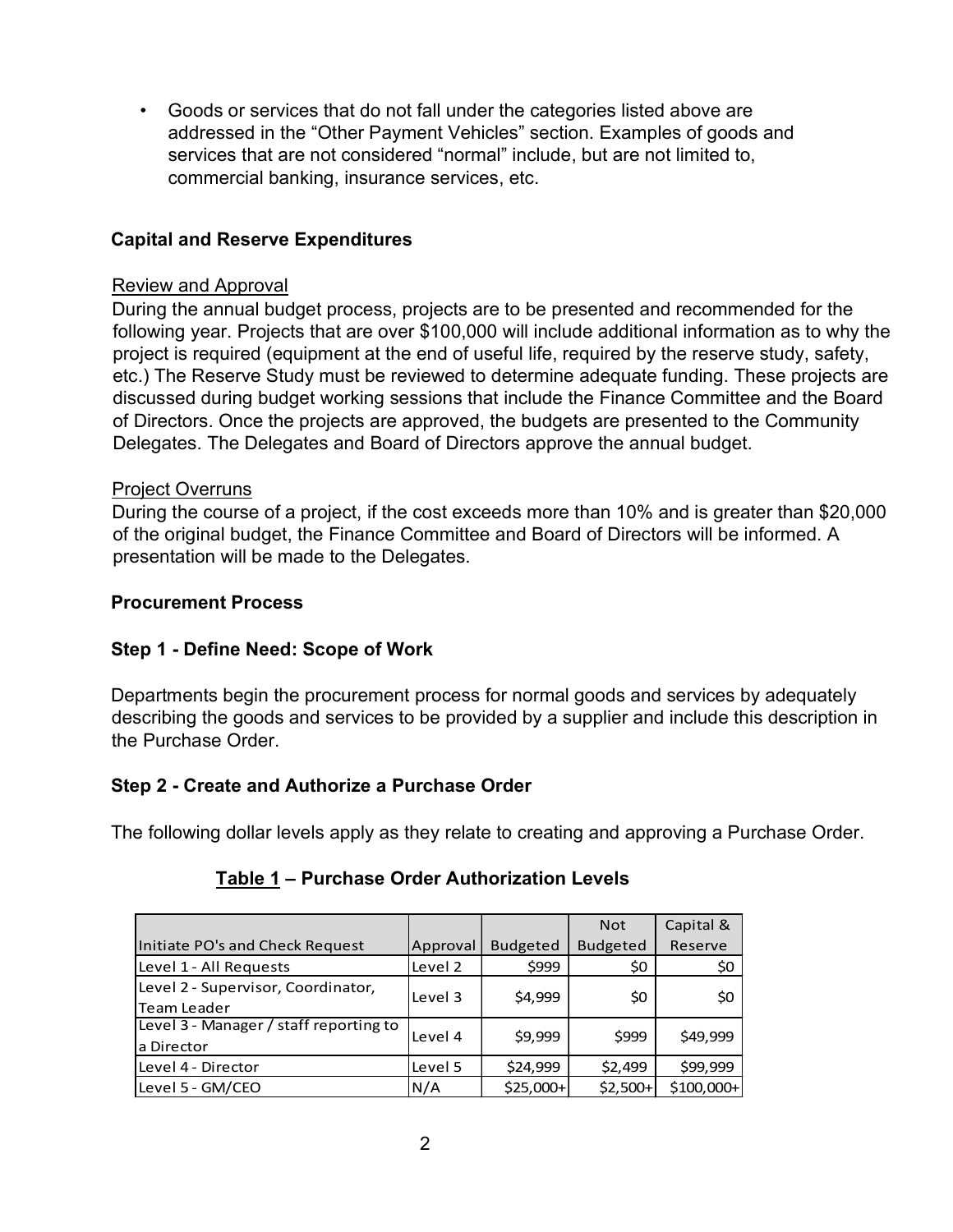- Goods or services that do not fall under the categories listed above are addressed in the "Other Payment Vehicles" section. Examples of goods and services that are not considered "normal" include, but are not limited to, commercial banking, insurance services, etc.

## Capital and Reserve Expenditures

Review and Approval

During the annual budget process, projects are to be presented and recommended for the following year. Projects that are over $100,000 will include additional information as to why the project is required (equipment at the end of useful life, required by the reserve study, safety, etc.) The Reserve Study must be reviewed to determine adequate funding. These projects are discussed during budget working sessions that include the Finance Committee and the Board of Directors. Once the projects are approved, the budgets are presented to the Community Delegates. The Delegates and Board of Directors approve the annual budget.

Project Overruns

During the course of a project, if the cost exceeds more than 10% and is greater than $20,000 of the original budget, the Finance Committee and Board of Directors will be informed. A presentation will be made to the Delegates.

## Procurement Process

### Step 1 - Define Need: Scope of Work

Departments begin the procurement process for normal goods and services by adequately describing the goods and services to be provided by a supplier and include this description in the Purchase Order.

### Step 2 - Create and Authorize a Purchase Order

The following dollar levels apply as they relate to creating and approving a Purchase Order.

**Table 1 – Purchase Order Authorization Levels**

| Initiate PO's and Check Request | Approval | Budgeted | Not Budgeted | Capital & Reserve |
|---|---|---|---|---|
| Level 1 - All Requests | Level 2 | $999 | $0 | $0 |
| Level 2 - Supervisor, Coordinator, Team Leader | Level 3 | $4,999 | $0 | $0 |
| Level 3 - Manager / staff reporting to a Director | Level 4 | $9,999 | $999 | $49,999 |
| Level 4 - Director | Level 5 | $24,999 | $2,499 | $99,999 |
| Level 5 - GM/CEO | N/A | $25,000+ | $2,500+ | $100,000+ |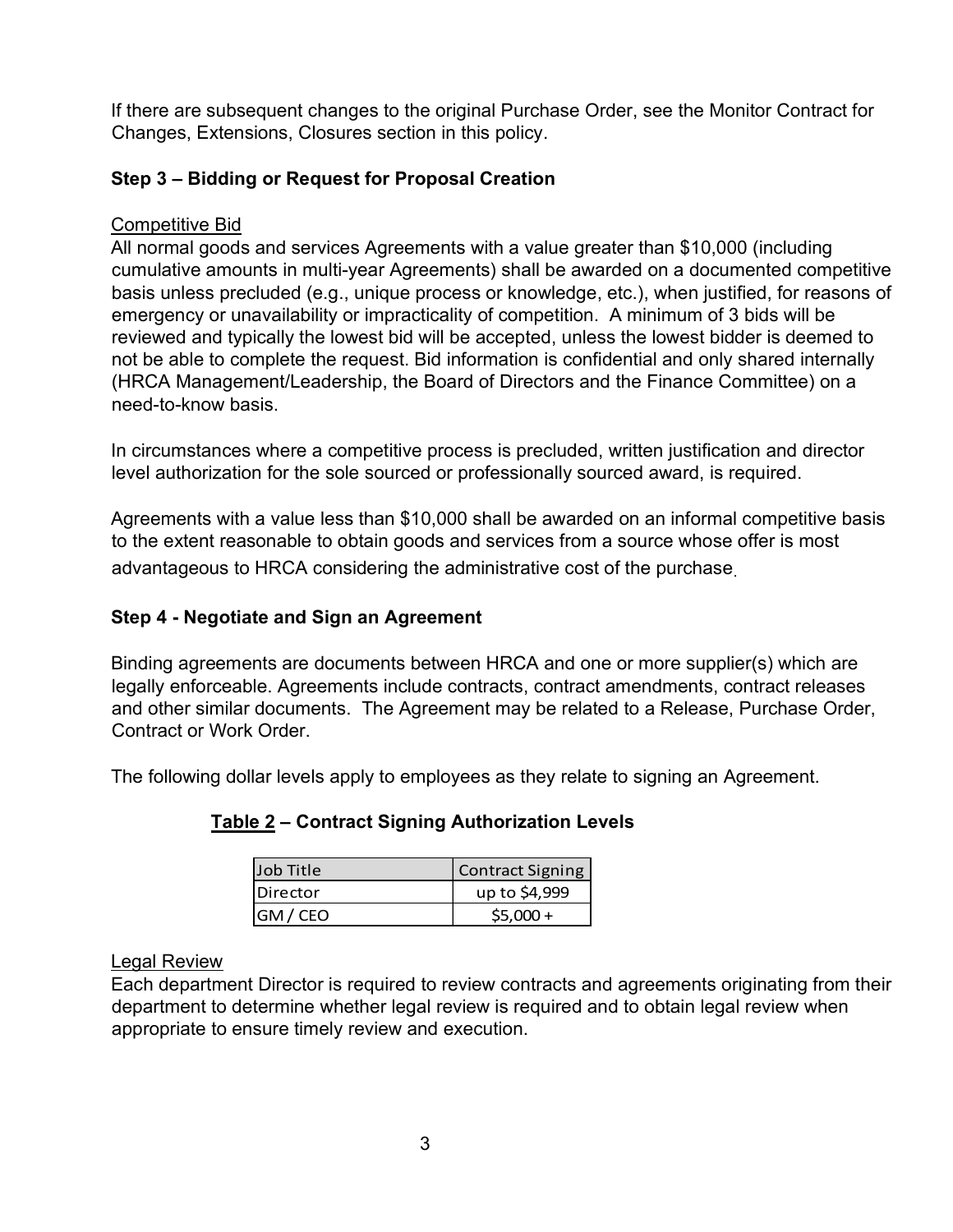If there are subsequent changes to the original Purchase Order, see the Monitor Contract for Changes, Extensions, Closures section in this policy.

### Step 3 – Bidding or Request for Proposal Creation

<u>Competitive Bid</u>

All normal goods and services Agreements with a value greater than $10,000 (including cumulative amounts in multi-year Agreements) shall be awarded on a documented competitive basis unless precluded (e.g., unique process or knowledge, etc.), when justified, for reasons of emergency or unavailability or impracticality of competition. A minimum of 3 bids will be reviewed and typically the lowest bid will be accepted, unless the lowest bidder is deemed to not be able to complete the request. Bid information is confidential and only shared internally (HRCA Management/Leadership, the Board of Directors and the Finance Committee) on a need-to-know basis.

In circumstances where a competitive process is precluded, written justification and director level authorization for the sole sourced or professionally sourced award, is required.

Agreements with a value less than $10,000 shall be awarded on an informal competitive basis to the extent reasonable to obtain goods and services from a source whose offer is most advantageous to HRCA considering the administrative cost of the purchase.

### Step 4 - Negotiate and Sign an Agreement

Binding agreements are documents between HRCA and one or more supplier(s) which are legally enforceable. Agreements include contracts, contract amendments, contract releases and other similar documents. The Agreement may be related to a Release, Purchase Order, Contract or Work Order.

The following dollar levels apply to employees as they relate to signing an Agreement.

**<u>Table 2</u> – Contract Signing Authorization Levels**

| Job Title | Contract Signing |
| --- | --- |
| Director | up to $4,999 |
| GM / CEO | $5,000 + |

<u>Legal Review</u>

Each department Director is required to review contracts and agreements originating from their department to determine whether legal review is required and to obtain legal review when appropriate to ensure timely review and execution.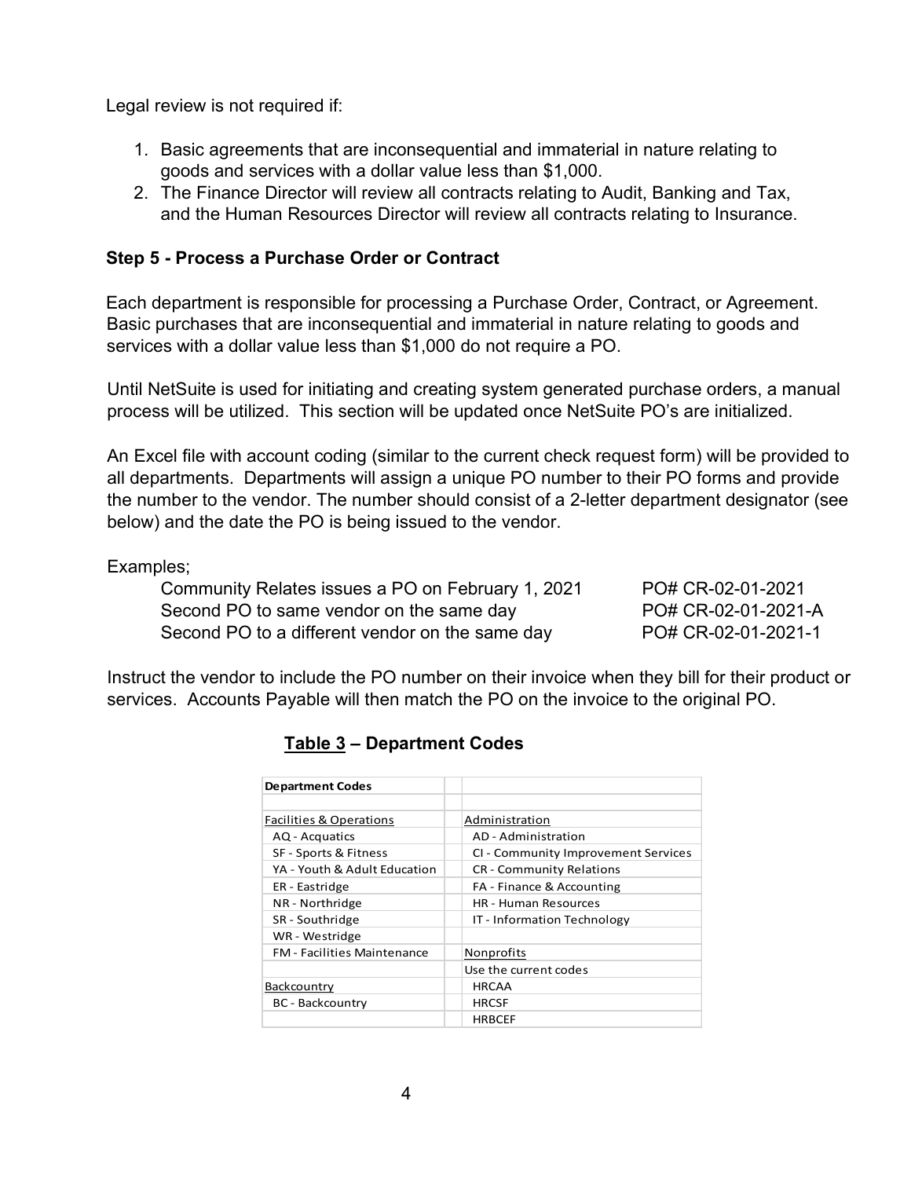Legal review is not required if:

1. Basic agreements that are inconsequential and immaterial in nature relating to goods and services with a dollar value less than $1,000.
2. The Finance Director will review all contracts relating to Audit, Banking and Tax, and the Human Resources Director will review all contracts relating to Insurance.

### Step 5 - Process a Purchase Order or Contract

Each department is responsible for processing a Purchase Order, Contract, or Agreement. Basic purchases that are inconsequential and immaterial in nature relating to goods and services with a dollar value less than $1,000 do not require a PO.

Until NetSuite is used for initiating and creating system generated purchase orders, a manual process will be utilized. This section will be updated once NetSuite PO's are initialized.

An Excel file with account coding (similar to the current check request form) will be provided to all departments. Departments will assign a unique PO number to their PO forms and provide the number to the vendor. The number should consist of a 2-letter department designator (see below) and the date the PO is being issued to the vendor.

Examples;

| | |
|---|---|
| Community Relates issues a PO on February 1, 2021 | PO# CR-02-01-2021 |
| Second PO to same vendor on the same day | PO# CR-02-01-2021-A |
| Second PO to a different vendor on the same day | PO# CR-02-01-2021-1 |

Instruct the vendor to include the PO number on their invoice when they bill for their product or services. Accounts Payable will then match the PO on the invoice to the original PO.

**Table 3 – Department Codes**

| **Department Codes** | |
|---|---|
| | |
| Facilities & Operations | Administration |
| AQ - Acquatics | AD - Administration |
| SF - Sports & Fitness | CI - Community Improvement Services |
| YA - Youth & Adult Education | CR - Community Relations |
| ER - Eastridge | FA - Finance & Accounting |
| NR - Northridge | HR - Human Resources |
| SR - Southridge | IT - Information Technology |
| WR - Westridge | |
| FM - Facilities Maintenance | Nonprofits |
| | Use the current codes |
| Backcountry | HRCAA |
| BC - Backcountry | HRCSF |
| | HRBCEF |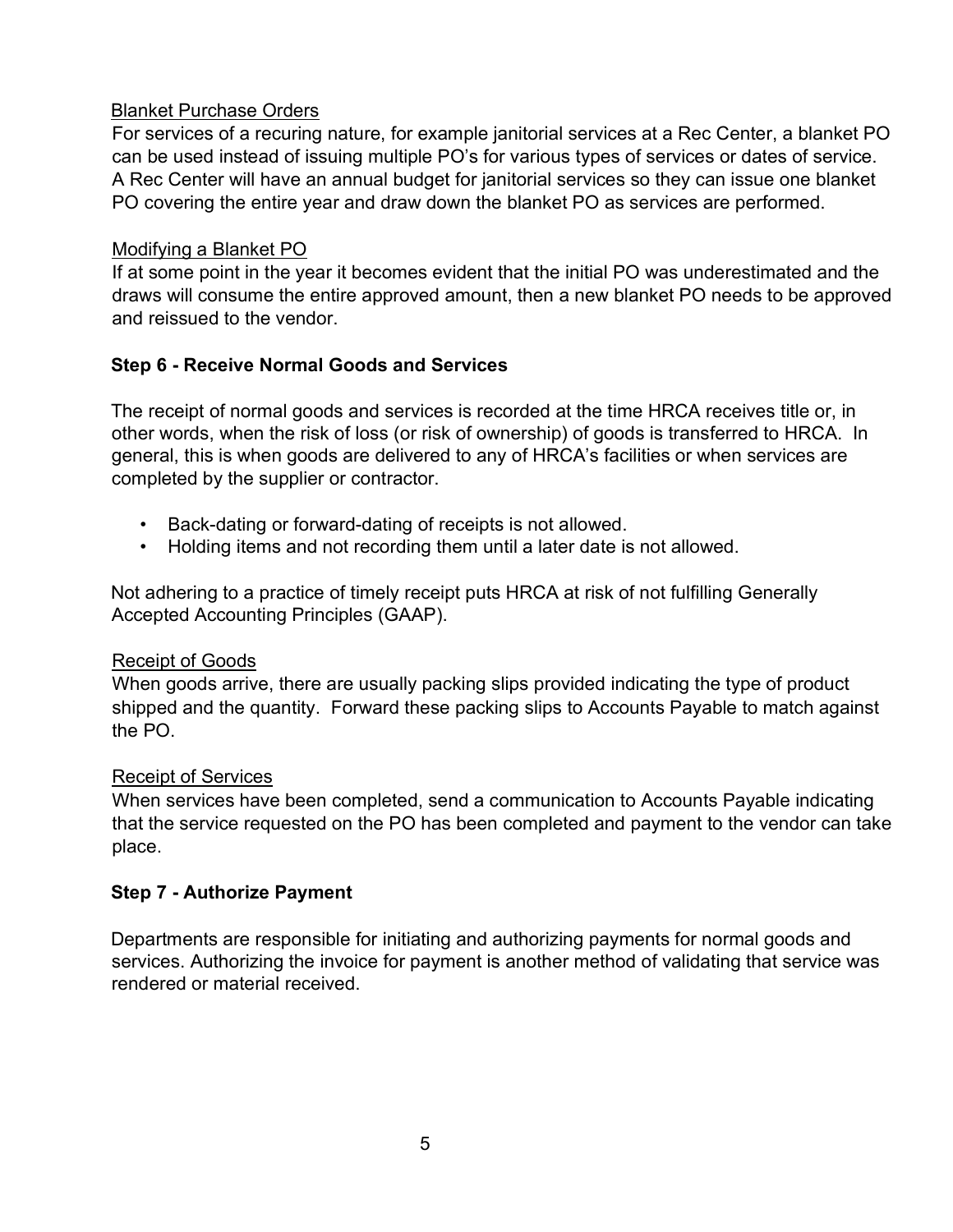Blanket Purchase Orders

For services of a recuring nature, for example janitorial services at a Rec Center, a blanket PO can be used instead of issuing multiple PO's for various types of services or dates of service. A Rec Center will have an annual budget for janitorial services so they can issue one blanket PO covering the entire year and draw down the blanket PO as services are performed.

Modifying a Blanket PO

If at some point in the year it becomes evident that the initial PO was underestimated and the draws will consume the entire approved amount, then a new blanket PO needs to be approved and reissued to the vendor.

## Step 6 - Receive Normal Goods and Services

The receipt of normal goods and services is recorded at the time HRCA receives title or, in other words, when the risk of loss (or risk of ownership) of goods is transferred to HRCA. In general, this is when goods are delivered to any of HRCA's facilities or when services are completed by the supplier or contractor.

- Back-dating or forward-dating of receipts is not allowed.
- Holding items and not recording them until a later date is not allowed.

Not adhering to a practice of timely receipt puts HRCA at risk of not fulfilling Generally Accepted Accounting Principles (GAAP).

Receipt of Goods

When goods arrive, there are usually packing slips provided indicating the type of product shipped and the quantity. Forward these packing slips to Accounts Payable to match against the PO.

Receipt of Services

When services have been completed, send a communication to Accounts Payable indicating that the service requested on the PO has been completed and payment to the vendor can take place.

## Step 7 - Authorize Payment

Departments are responsible for initiating and authorizing payments for normal goods and services. Authorizing the invoice for payment is another method of validating that service was rendered or material received.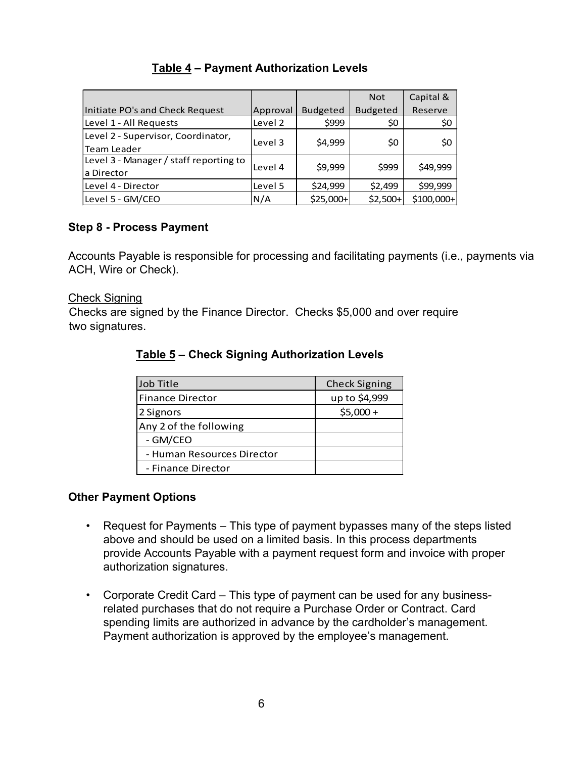**Table 4 – Payment Authorization Levels**

| Initiate PO's and Check Request | Approval | Budgeted | Not Budgeted | Capital & Reserve |
|---|---|---|---|---|
| Level 1 - All Requests | Level 2 | $999 | $0 | $0 |
| Level 2 - Supervisor, Coordinator, Team Leader | Level 3 | $4,999 | $0 | $0 |
| Level 3 - Manager / staff reporting to a Director | Level 4 | $9,999 | $999 | $49,999 |
| Level 4 - Director | Level 5 | $24,999 | $2,499 | $99,999 |
| Level 5 - GM/CEO | N/A | $25,000+ | $2,500+ | $100,000+ |

### Step 8 - Process Payment

Accounts Payable is responsible for processing and facilitating payments (i.e., payments via ACH, Wire or Check).

Check Signing

Checks are signed by the Finance Director. Checks $5,000 and over require two signatures.

**Table 5 – Check Signing Authorization Levels**

| Job Title | Check Signing |
|---|---|
| Finance Director | up to $4,999 |
| 2 Signors | $5,000 + |
| Any 2 of the following | |
| - GM/CEO | |
| - Human Resources Director | |
| - Finance Director | |

### Other Payment Options

- Request for Payments – This type of payment bypasses many of the steps listed above and should be used on a limited basis. In this process departments provide Accounts Payable with a payment request form and invoice with proper authorization signatures.
- Corporate Credit Card – This type of payment can be used for any business-related purchases that do not require a Purchase Order or Contract. Card spending limits are authorized in advance by the cardholder's management. Payment authorization is approved by the employee's management.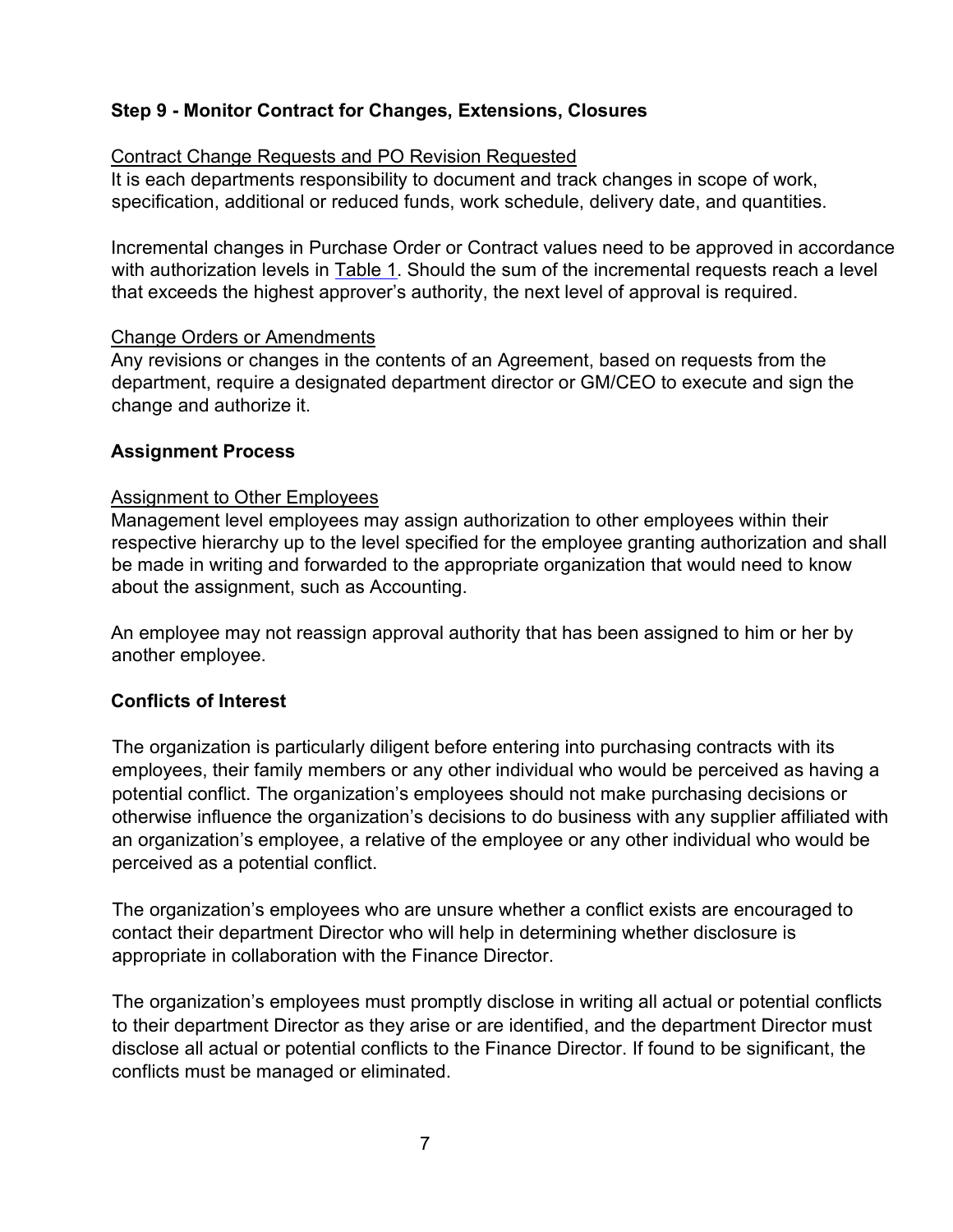**Step 9 - Monitor Contract for Changes, Extensions, Closures**

Contract Change Requests and PO Revision Requested

It is each departments responsibility to document and track changes in scope of work, specification, additional or reduced funds, work schedule, delivery date, and quantities.

Incremental changes in Purchase Order or Contract values need to be approved in accordance with authorization levels in Table 1. Should the sum of the incremental requests reach a level that exceeds the highest approver's authority, the next level of approval is required.

Change Orders or Amendments

Any revisions or changes in the contents of an Agreement, based on requests from the department, require a designated department director or GM/CEO to execute and sign the change and authorize it.

**Assignment Process**

Assignment to Other Employees

Management level employees may assign authorization to other employees within their respective hierarchy up to the level specified for the employee granting authorization and shall be made in writing and forwarded to the appropriate organization that would need to know about the assignment, such as Accounting.

An employee may not reassign approval authority that has been assigned to him or her by another employee.

**Conflicts of Interest**

The organization is particularly diligent before entering into purchasing contracts with its employees, their family members or any other individual who would be perceived as having a potential conflict. The organization's employees should not make purchasing decisions or otherwise influence the organization's decisions to do business with any supplier affiliated with an organization's employee, a relative of the employee or any other individual who would be perceived as a potential conflict.

The organization's employees who are unsure whether a conflict exists are encouraged to contact their department Director who will help in determining whether disclosure is appropriate in collaboration with the Finance Director.

The organization's employees must promptly disclose in writing all actual or potential conflicts to their department Director as they arise or are identified, and the department Director must disclose all actual or potential conflicts to the Finance Director. If found to be significant, the conflicts must be managed or eliminated.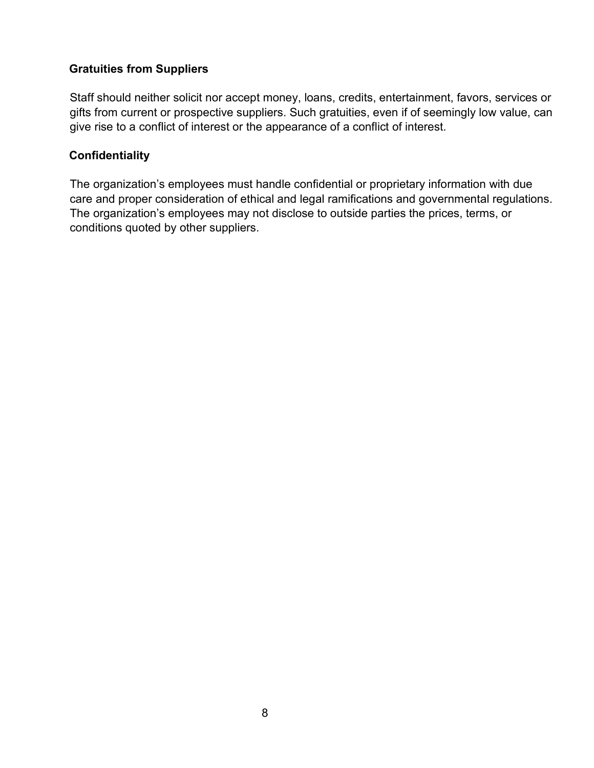### Gratuities from Suppliers

Staff should neither solicit nor accept money, loans, credits, entertainment, favors, services or gifts from current or prospective suppliers. Such gratuities, even if of seemingly low value, can give rise to a conflict of interest or the appearance of a conflict of interest.

### Confidentiality

The organization's employees must handle confidential or proprietary information with due care and proper consideration of ethical and legal ramifications and governmental regulations. The organization's employees may not disclose to outside parties the prices, terms, or conditions quoted by other suppliers.